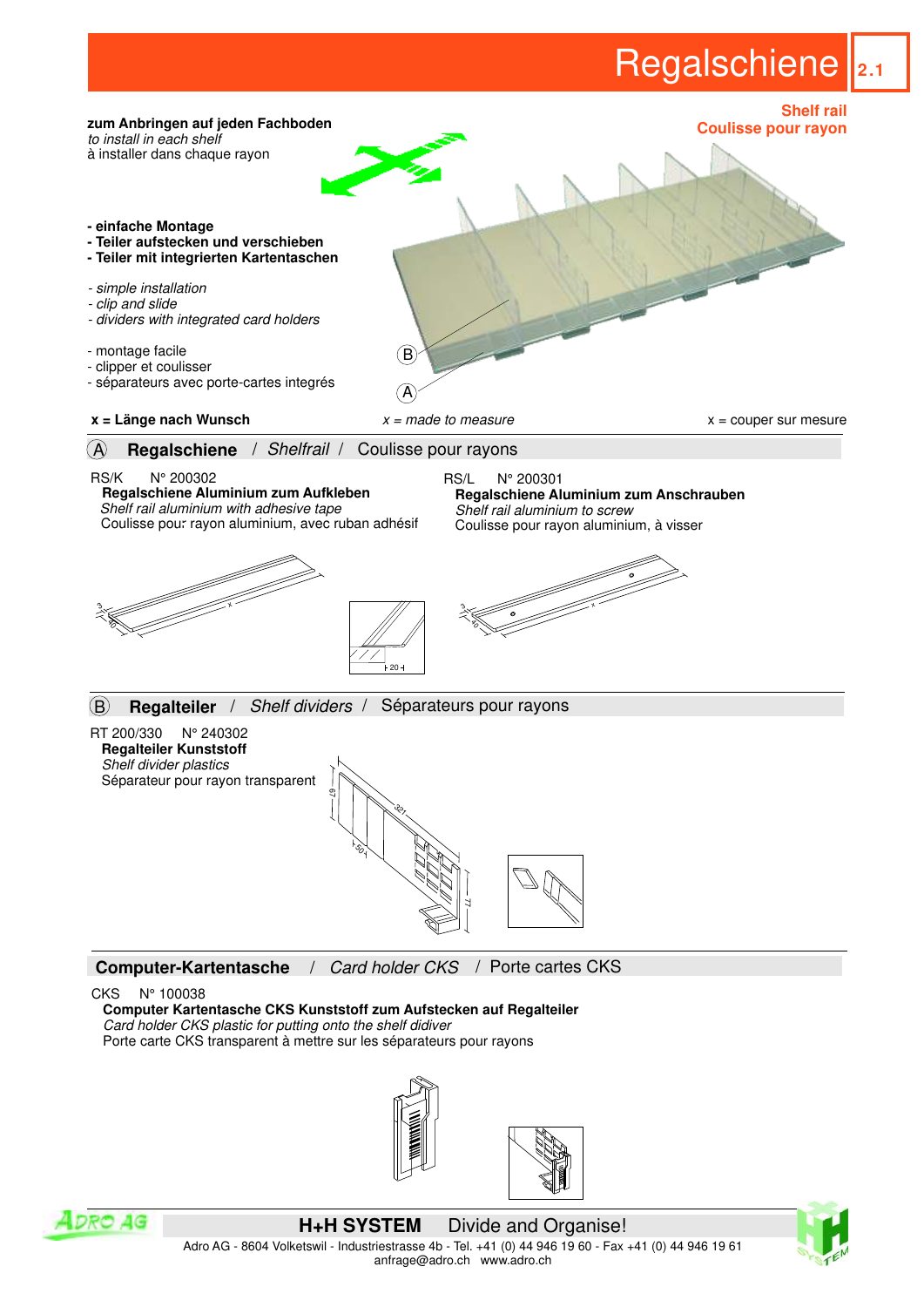# Regalschiene

2.1

**Shelf rail**
**Coulisse pour rayon**

**zum Anbringen auf jeden Fachboden**
*to install in each shelf*
à installer dans chaque rayon

- **einfache Montage**
- **Teiler aufstecken und verschieben**
- **Teiler mit integrierten Kartentaschen**

- *simple installation*
- *clip and slide*
- *dividers with integrated card holders*

- montage facile
- clipper et coulisser
- séparateurs avec porte-cartes integrés

**x = Länge nach Wunsch** *x = made to measure* x = couper sur mesure

## (A) Regalschiene / *Shelfrail* / Coulisse pour rayons

RS/K N° 200302
**Regalschiene Aluminium zum Aufkleben**
*Shelf rail aluminium with adhesive tape*
Coulisse pour rayon aluminium, avec ruban adhésif

RS/L N° 200301
**Regalschiene Aluminium zum Anschrauben**
*Shelf rail aluminium to screw*
Coulisse pour rayon aluminium, à visser

## (B) Regalteiler / *Shelf dividers* / Séparateurs pour rayons

RT 200/330 N° 240302
**Regalteiler Kunststoff**
*Shelf divider plastics*
Séparateur pour rayon transparent

## Computer-Kartentasche / *Card holder CKS* / Porte cartes CKS

CKS N° 100038
**Computer Kartentasche CKS Kunststoff zum Aufstecken auf Regalteiler**
*Card holder CKS plastic for putting onto the shelf didiver*
Porte carte CKS transparent à mettre sur les séparateurs pour rayons

**H+H SYSTEM** Divide and Organise!

Adro AG - 8604 Volketswil - Industriestrasse 4b - Tel. +41 (0) 44 946 19 60 - Fax +41 (0) 44 946 19 61
anfrage@adro.ch www.adro.ch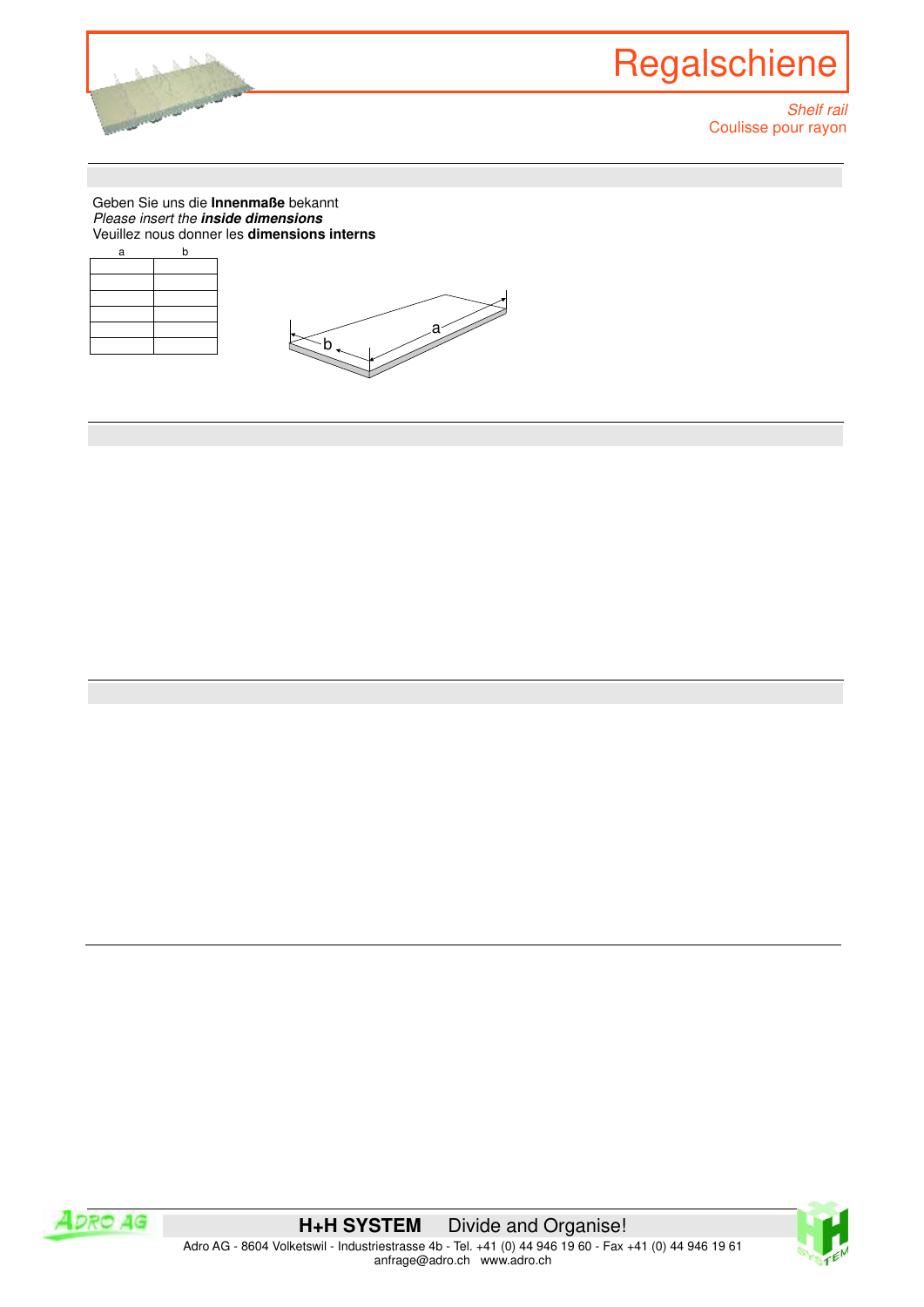# Regalschiene

*Shelf rail*

Coulisse pour rayon

Geben Sie uns die **Innenmaße** bekannt
*Please insert the **inside dimensions***
Veuillez nous donner les **dimensions interns**

| a | b |
|---|---|
| | |
| | |
| | |
| | |
| | |
| | |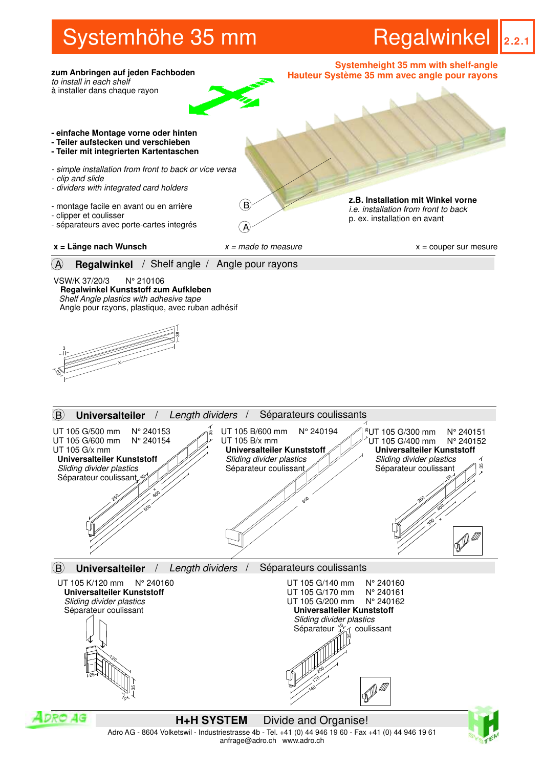# Systemhöhe 35 mm — Regalwinkel

2.2.1

**zum Anbringen auf jeden Fachboden**
*to install in each shelf*
à installer dans chaque rayon

**Systemheight 35 mm with shelf-angle**
**Hauteur Système 35 mm avec angle pour rayons**

- **einfache Montage vorne oder hinten**
- **Teiler aufstecken und verschieben**
- **Teiler mit integrierten Kartentaschen**

- *simple installation from front to back or vice versa*
- *clip and slide*
- *dividers with integrated card holders*

- montage facile en avant ou en arrière
- clipper et coulisser
- séparateurs avec porte-cartes integrés

**z.B. Installation mit Winkel vorne**
*i.e. installation from front to back*
p. ex. installation en avant

**x = Länge nach Wunsch** — *x = made to measure* — x = couper sur mesure

## (A) Regalwinkel / Shelf angle / Angle pour rayons

VSW/K 37/20/3 N° 210106
**Regalwinkel Kunststoff zum Aufkleben**
*Shelf Angle plastics with adhesive tape*
Angle pour rayons, plastique, avec ruban adhésif

## (B) Universalteiler / *Length dividers* / Séparateurs coulissants

UT 105 G/500 mm N° 240153
UT 105 G/600 mm N° 240154
UT 105 G/x mm
**Universalteiler Kunststoff**
*Sliding divider plastics*
Séparateur coulissant

UT 105 B/600 mm N° 240194
UT 105 B/x mm
**Universalteiler Kunststoff**
*Sliding divider plastics*
Séparateur coulissant

UT 105 G/300 mm N° 240151
UT 105 G/400 mm N° 240152
**Universalteiler Kunststoff**
*Sliding divider plastics*
Séparateur coulissant

## (B) Universalteiler / *Length dividers* / Séparateurs coulissants

UT 105 K/120 mm N° 240160
**Universalteiler Kunststoff**
*Sliding divider plastics*
Séparateur coulissant

UT 105 G/140 mm N° 240160
UT 105 G/170 mm N° 240161
UT 105 G/200 mm N° 240162
**Universalteiler Kunststoff**
*Sliding divider plastics*
Séparateur coulissant

**H+H SYSTEM** Divide and Organise!
Adro AG - 8604 Volketswil - Industriestrasse 4b - Tel. +41 (0) 44 946 19 60 - Fax +41 (0) 44 946 19 61
anfrage@adro.ch www.adro.ch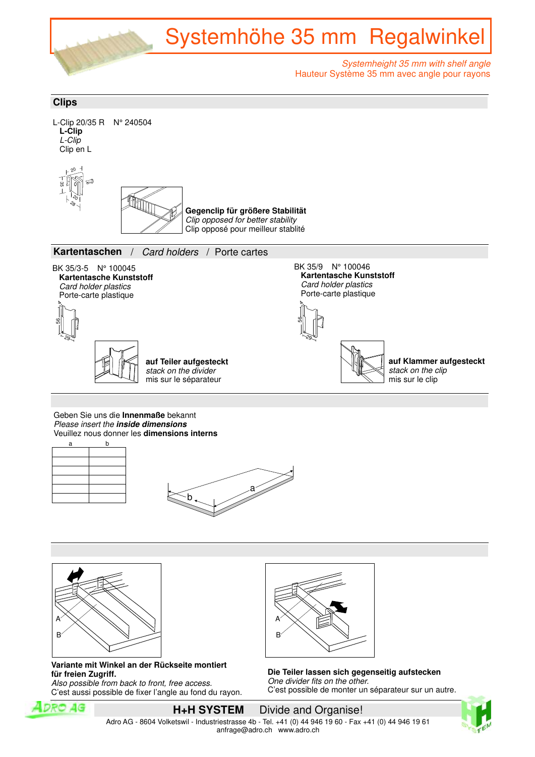# Systemhöhe 35 mm Regalwinkel

*Systemheight 35 mm with shelf angle*
Hauteur Système 35 mm avec angle pour rayons

## Clips

L-Clip 20/35 R N° 240504
**L-Clip**
*L-Clip*
Clip en L

**Gegenclip für größere Stabilität**
*Clip opposed for better stability*
Clip opposé pour meilleur stablité

## Kartentaschen / *Card holders* / Porte cartes

BK 35/3-5 N° 100045
**Kartentasche Kunststoff**
*Card holder plastics*
Porte-carte plastique

**auf Teiler aufgesteckt**
*stack on the divider*
mis sur le séparateur

BK 35/9 N° 100046
**Kartentasche Kunststoff**
*Card holder plastics*
Porte-carte plastique

**auf Klammer aufgesteckt**
*stack on the clip*
mis sur le clip

Geben Sie uns die **Innenmaße** bekannt
*Please insert the **inside dimensions***
Veuillez nous donner les **dimensions interns**

| a | b |
|---|---|
| | |
| | |
| | |
| | |
| | |

**Variante mit Winkel an der Rückseite montiert für freien Zugriff.**
*Also possible from back to front, free access.*
C'est aussi possible de fixer l'angle au fond du rayon.

**Die Teiler lassen sich gegenseitig aufstecken**
*One divider fits on the other.*
C'est possible de monter un séparateur sur un autre.

**H+H SYSTEM** Divide and Organise!
Adro AG - 8604 Volketswil - Industriestrasse 4b - Tel. +41 (0) 44 946 19 60 - Fax +41 (0) 44 946 19 61
anfrage@adro.ch www.adro.ch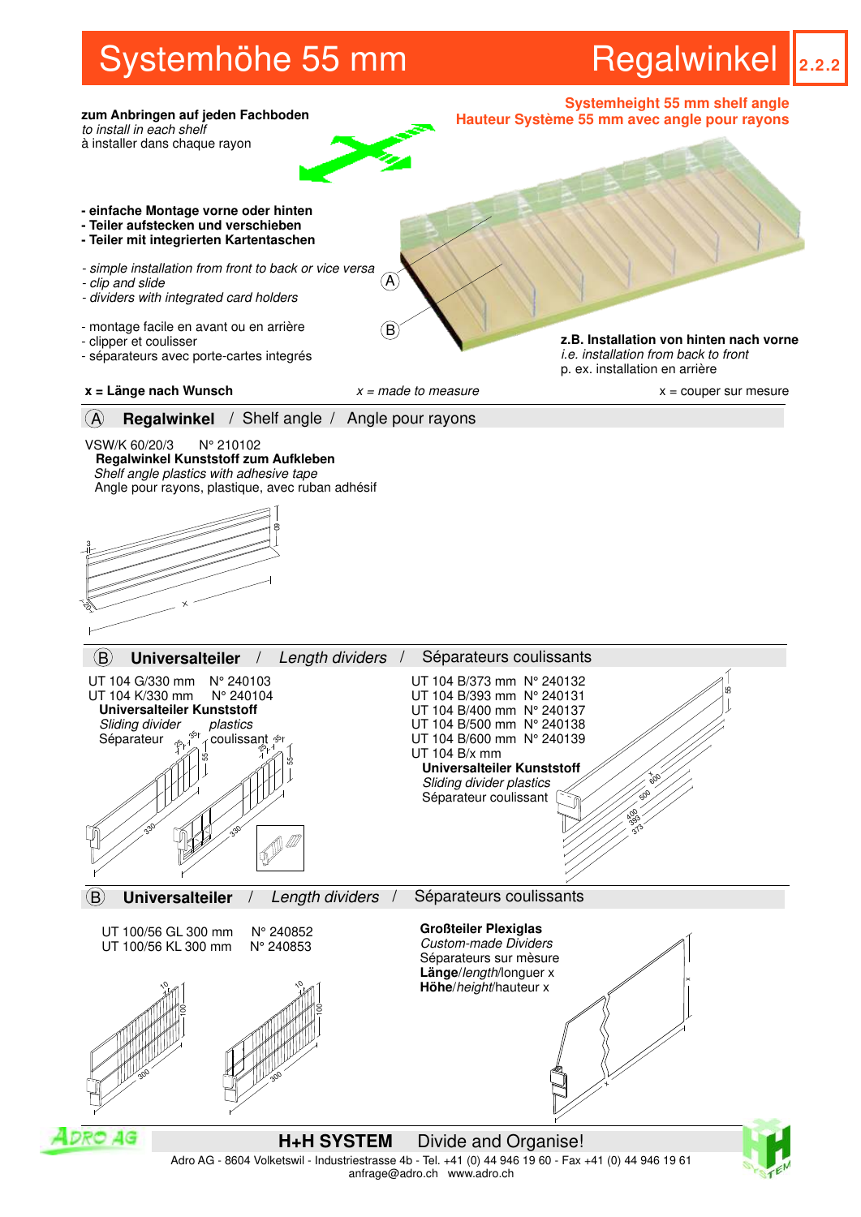# Systemhöhe 55 mm — Regalwinkel

2.2.2

**Systemheight 55 mm shelf angle**
**Hauteur Système 55 mm avec angle pour rayons**

**zum Anbringen auf jeden Fachboden**
*to install in each shelf*
à installer dans chaque rayon

- **einfache Montage vorne oder hinten**
- **Teiler aufstecken und verschieben**
- **Teiler mit integrierten Kartentaschen**

- *simple installation from front to back or vice versa*
- *clip and slide*
- *dividers with integrated card holders*

- montage facile en avant ou en arrière
- clipper et coulisser
- séparateurs avec porte-cartes integrés

**z.B. Installation von hinten nach vorne**
*i.e. installation from back to front*
p. ex. installation en arrière

**x = Länge nach Wunsch** — *x = made to measure* — x = couper sur mesure

## (A) Regalwinkel / Shelf angle / Angle pour rayons

VSW/K 60/20/3 N° 210102
**Regalwinkel Kunststoff zum Aufkleben**
*Shelf angle plastics with adhesive tape*
Angle pour rayons, plastique, avec ruban adhésif

## (B) Universalteiler / *Length dividers* / Séparateurs coulissants

UT 104 G/330 mm N° 240103
UT 104 K/330 mm N° 240104
**Universalteiler Kunststoff**
*Sliding divider plastics*
Séparateur coulissant

UT 104 B/373 mm N° 240132
UT 104 B/393 mm N° 240131
UT 104 B/400 mm N° 240137
UT 104 B/500 mm N° 240138
UT 104 B/600 mm N° 240139
UT 104 B/x mm
**Universalteiler Kunststoff**
*Sliding divider plastics*
Séparateur coulissant

## (B) Universalteiler / *Length dividers* / Séparateurs coulissants

UT 100/56 GL 300 mm N° 240852
UT 100/56 KL 300 mm N° 240853

**Großteiler Plexiglas**
*Custom-made Dividers*
Séparateurs sur mèsure
**Länge**/*length*/longuer x
**Höhe**/*height*/hauteur x

**H+H SYSTEM** Divide and Organise!

Adro AG - 8604 Volketswil - Industriestrasse 4b - Tel. +41 (0) 44 946 19 60 - Fax +41 (0) 44 946 19 61
anfrage@adro.ch www.adro.ch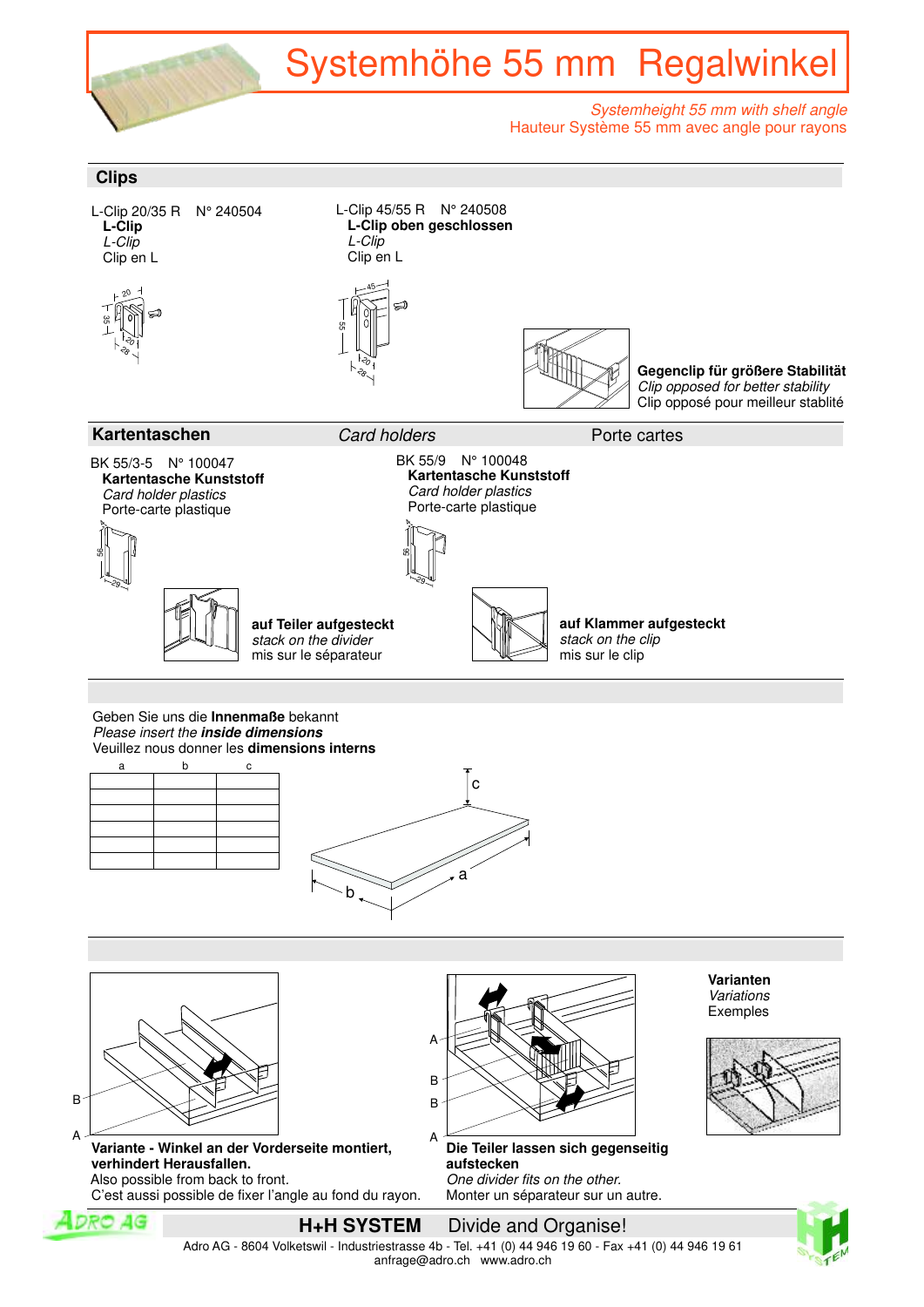# Systemhöhe 55 mm Regalwinkel

*Systemheight 55 mm with shelf angle*
Hauteur Système 55 mm avec angle pour rayons

## Clips

L-Clip 20/35 R N° 240504
**L-Clip**
*L-Clip*
Clip en L

L-Clip 45/55 R N° 240508
**L-Clip oben geschlossen**
*L-Clip*
Clip en L

**Gegenclip für größere Stabilität**
*Clip opposed for better stability*
Clip opposé pour meilleur stablité

## Kartentaschen *Card holders* Porte cartes

BK 55/3-5 N° 100047
**Kartentasche Kunststoff**
*Card holder plastics*
Porte-carte plastique

**auf Teiler aufgesteckt**
*stack on the divider*
mis sur le séparateur

BK 55/9 N° 100048
**Kartentasche Kunststoff**
*Card holder plastics*
Porte-carte plastique

**auf Klammer aufgesteckt**
*stack on the clip*
mis sur le clip

Geben Sie uns die **Innenmaße** bekannt
*Please insert the **inside dimensions***
Veuillez nous donner les **dimensions interns**

| a | b | c |
|---|---|---|
| | | |
| | | |
| | | |
| | | |
| | | |
| | | |

**Variante - Winkel an der Vorderseite montiert, verhindert Herausfallen.**
Also possible from back to front.
C'est aussi possible de fixer l'angle au fond du rayon.

**Die Teiler lassen sich gegenseitig aufstecken**
*One divider fits on the other.*
Monter un séparateur sur un autre.

**Varianten**
*Variations*
Exemples

**H+H SYSTEM** Divide and Organise!
Adro AG - 8604 Volketswil - Industriestrasse 4b - Tel. +41 (0) 44 946 19 60 - Fax +41 (0) 44 946 19 61
anfrage@adro.ch www.adro.ch